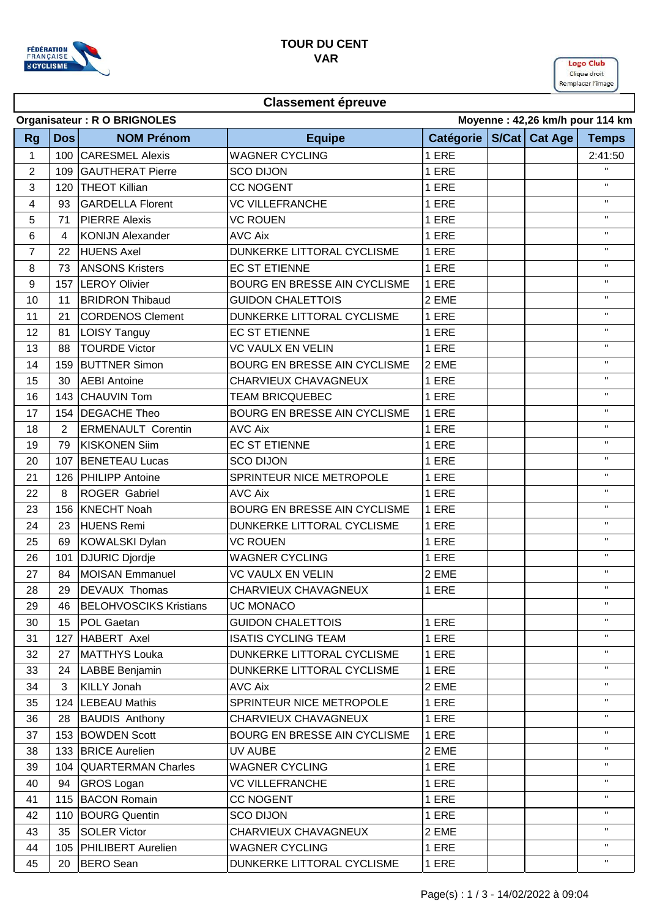# TOUR DU CENT
## VAR

Logo Club
Clique droit
Remplacer l'image

## Classement épreuve

**Organisateur : R O BRIGNOLES** | **Moyenne : 42,26 km/h pour 114 km**

| Rg | Dos | NOM Prénom | Equipe | Catégorie | S/Cat | Cat Age | Temps |
|---|---|---|---|---|---|---|---|
| 1 | 100 | CARESMEL Alexis | WAGNER CYCLING | 1 ERE | | | 2:41:50 |
| 2 | 109 | GAUTHERAT Pierre | SCO DIJON | 1 ERE | | | " |
| 3 | 120 | THEOT Killian | CC NOGENT | 1 ERE | | | " |
| 4 | 93 | GARDELLA Florent | VC VILLEFRANCHE | 1 ERE | | | " |
| 5 | 71 | PIERRE Alexis | VC ROUEN | 1 ERE | | | " |
| 6 | 4 | KONIJN Alexander | AVC Aix | 1 ERE | | | " |
| 7 | 22 | HUENS Axel | DUNKERKE LITTORAL CYCLISME | 1 ERE | | | " |
| 8 | 73 | ANSONS Kristers | EC ST ETIENNE | 1 ERE | | | " |
| 9 | 157 | LEROY Olivier | BOURG EN BRESSE AIN CYCLISME | 1 ERE | | | " |
| 10 | 11 | BRIDRON Thibaud | GUIDON CHALETTOIS | 2 EME | | | " |
| 11 | 21 | CORDENOS Clement | DUNKERKE LITTORAL CYCLISME | 1 ERE | | | " |
| 12 | 81 | LOISY Tanguy | EC ST ETIENNE | 1 ERE | | | " |
| 13 | 88 | TOURDE Victor | VC VAULX EN VELIN | 1 ERE | | | " |
| 14 | 159 | BUTTNER Simon | BOURG EN BRESSE AIN CYCLISME | 2 EME | | | " |
| 15 | 30 | AEBI Antoine | CHARVIEUX CHAVAGNEUX | 1 ERE | | | " |
| 16 | 143 | CHAUVIN Tom | TEAM BRICQUEBEC | 1 ERE | | | " |
| 17 | 154 | DEGACHE Theo | BOURG EN BRESSE AIN CYCLISME | 1 ERE | | | " |
| 18 | 2 | ERMENAULT Corentin | AVC Aix | 1 ERE | | | " |
| 19 | 79 | KISKONEN Siim | EC ST ETIENNE | 1 ERE | | | " |
| 20 | 107 | BENETEAU Lucas | SCO DIJON | 1 ERE | | | " |
| 21 | 126 | PHILIPP Antoine | SPRINTEUR NICE METROPOLE | 1 ERE | | | " |
| 22 | 8 | ROGER Gabriel | AVC Aix | 1 ERE | | | " |
| 23 | 156 | KNECHT Noah | BOURG EN BRESSE AIN CYCLISME | 1 ERE | | | " |
| 24 | 23 | HUENS Remi | DUNKERKE LITTORAL CYCLISME | 1 ERE | | | " |
| 25 | 69 | KOWALSKI Dylan | VC ROUEN | 1 ERE | | | " |
| 26 | 101 | DJURIC Djordje | WAGNER CYCLING | 1 ERE | | | " |
| 27 | 84 | MOISAN Emmanuel | VC VAULX EN VELIN | 2 EME | | | " |
| 28 | 29 | DEVAUX Thomas | CHARVIEUX CHAVAGNEUX | 1 ERE | | | " |
| 29 | 46 | BELOHVOSCIKS Kristians | UC MONACO | | | | " |
| 30 | 15 | POL Gaetan | GUIDON CHALETTOIS | 1 ERE | | | " |
| 31 | 127 | HABERT Axel | ISATIS CYCLING TEAM | 1 ERE | | | " |
| 32 | 27 | MATTHYS Louka | DUNKERKE LITTORAL CYCLISME | 1 ERE | | | " |
| 33 | 24 | LABBE Benjamin | DUNKERKE LITTORAL CYCLISME | 1 ERE | | | " |
| 34 | 3 | KILLY Jonah | AVC Aix | 2 EME | | | " |
| 35 | 124 | LEBEAU Mathis | SPRINTEUR NICE METROPOLE | 1 ERE | | | " |
| 36 | 28 | BAUDIS Anthony | CHARVIEUX CHAVAGNEUX | 1 ERE | | | " |
| 37 | 153 | BOWDEN Scott | BOURG EN BRESSE AIN CYCLISME | 1 ERE | | | " |
| 38 | 133 | BRICE Aurelien | UV AUBE | 2 EME | | | " |
| 39 | 104 | QUARTERMAN Charles | WAGNER CYCLING | 1 ERE | | | " |
| 40 | 94 | GROS Logan | VC VILLEFRANCHE | 1 ERE | | | " |
| 41 | 115 | BACON Romain | CC NOGENT | 1 ERE | | | " |
| 42 | 110 | BOURG Quentin | SCO DIJON | 1 ERE | | | " |
| 43 | 35 | SOLER Victor | CHARVIEUX CHAVAGNEUX | 2 EME | | | " |
| 44 | 105 | PHILIBERT Aurelien | WAGNER CYCLING | 1 ERE | | | " |
| 45 | 20 | BERO Sean | DUNKERKE LITTORAL CYCLISME | 1 ERE | | | " |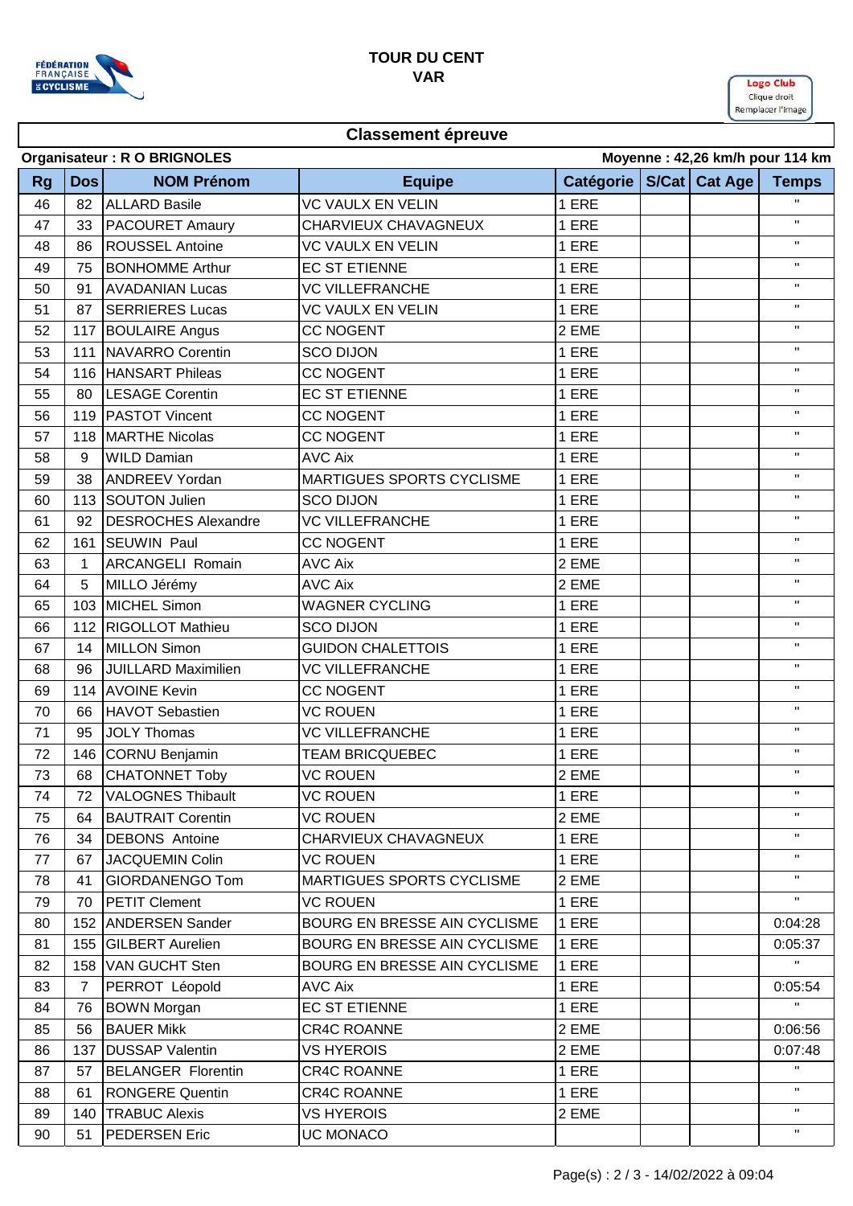# TOUR DU CENT
## VAR

Logo Club
Clique droit
Remplacer l'image

### Classement épreuve

**Organisateur : R O BRIGNOLES** — **Moyenne : 42,26 km/h pour 114 km**

| Rg | Dos | NOM Prénom | Equipe | Catégorie | S/Cat | Cat Age | Temps |
|---|---|---|---|---|---|---|---|
| 46 | 82 | ALLARD Basile | VC VAULX EN VELIN | 1 ERE | | | " |
| 47 | 33 | PACOURET Amaury | CHARVIEUX CHAVAGNEUX | 1 ERE | | | " |
| 48 | 86 | ROUSSEL Antoine | VC VAULX EN VELIN | 1 ERE | | | " |
| 49 | 75 | BONHOMME Arthur | EC ST ETIENNE | 1 ERE | | | " |
| 50 | 91 | AVADANIAN Lucas | VC VILLEFRANCHE | 1 ERE | | | " |
| 51 | 87 | SERRIERES Lucas | VC VAULX EN VELIN | 1 ERE | | | " |
| 52 | 117 | BOULAIRE Angus | CC NOGENT | 2 EME | | | " |
| 53 | 111 | NAVARRO Corentin | SCO DIJON | 1 ERE | | | " |
| 54 | 116 | HANSART Phileas | CC NOGENT | 1 ERE | | | " |
| 55 | 80 | LESAGE Corentin | EC ST ETIENNE | 1 ERE | | | " |
| 56 | 119 | PASTOT Vincent | CC NOGENT | 1 ERE | | | " |
| 57 | 118 | MARTHE Nicolas | CC NOGENT | 1 ERE | | | " |
| 58 | 9 | WILD Damian | AVC Aix | 1 ERE | | | " |
| 59 | 38 | ANDREEV Yordan | MARTIGUES SPORTS CYCLISME | 1 ERE | | | " |
| 60 | 113 | SOUTON Julien | SCO DIJON | 1 ERE | | | " |
| 61 | 92 | DESROCHES Alexandre | VC VILLEFRANCHE | 1 ERE | | | " |
| 62 | 161 | SEUWIN Paul | CC NOGENT | 1 ERE | | | " |
| 63 | 1 | ARCANGELI Romain | AVC Aix | 2 EME | | | " |
| 64 | 5 | MILLO Jérémy | AVC Aix | 2 EME | | | " |
| 65 | 103 | MICHEL Simon | WAGNER CYCLING | 1 ERE | | | " |
| 66 | 112 | RIGOLLOT Mathieu | SCO DIJON | 1 ERE | | | " |
| 67 | 14 | MILLON Simon | GUIDON CHALETTOIS | 1 ERE | | | " |
| 68 | 96 | JUILLARD Maximilien | VC VILLEFRANCHE | 1 ERE | | | " |
| 69 | 114 | AVOINE Kevin | CC NOGENT | 1 ERE | | | " |
| 70 | 66 | HAVOT Sebastien | VC ROUEN | 1 ERE | | | " |
| 71 | 95 | JOLY Thomas | VC VILLEFRANCHE | 1 ERE | | | " |
| 72 | 146 | CORNU Benjamin | TEAM BRICQUEBEC | 1 ERE | | | " |
| 73 | 68 | CHATONNET Toby | VC ROUEN | 2 EME | | | " |
| 74 | 72 | VALOGNES Thibault | VC ROUEN | 1 ERE | | | " |
| 75 | 64 | BAUTRAIT Corentin | VC ROUEN | 2 EME | | | " |
| 76 | 34 | DEBONS Antoine | CHARVIEUX CHAVAGNEUX | 1 ERE | | | " |
| 77 | 67 | JACQUEMIN Colin | VC ROUEN | 1 ERE | | | " |
| 78 | 41 | GIORDANENGO Tom | MARTIGUES SPORTS CYCLISME | 2 EME | | | " |
| 79 | 70 | PETIT Clement | VC ROUEN | 1 ERE | | | " |
| 80 | 152 | ANDERSEN Sander | BOURG EN BRESSE AIN CYCLISME | 1 ERE | | | 0:04:28 |
| 81 | 155 | GILBERT Aurelien | BOURG EN BRESSE AIN CYCLISME | 1 ERE | | | 0:05:37 |
| 82 | 158 | VAN GUCHT Sten | BOURG EN BRESSE AIN CYCLISME | 1 ERE | | | " |
| 83 | 7 | PERROT Léopold | AVC Aix | 1 ERE | | | 0:05:54 |
| 84 | 76 | BOWN Morgan | EC ST ETIENNE | 1 ERE | | | " |
| 85 | 56 | BAUER Mikk | CR4C ROANNE | 2 EME | | | 0:06:56 |
| 86 | 137 | DUSSAP Valentin | VS HYEROIS | 2 EME | | | 0:07:48 |
| 87 | 57 | BELANGER Florentin | CR4C ROANNE | 1 ERE | | | " |
| 88 | 61 | RONGERE Quentin | CR4C ROANNE | 1 ERE | | | " |
| 89 | 140 | TRABUC Alexis | VS HYEROIS | 2 EME | | | " |
| 90 | 51 | PEDERSEN Eric | UC MONACO | | | | " |

Page(s) : 2 / 3 - 14/02/2022 à 09:04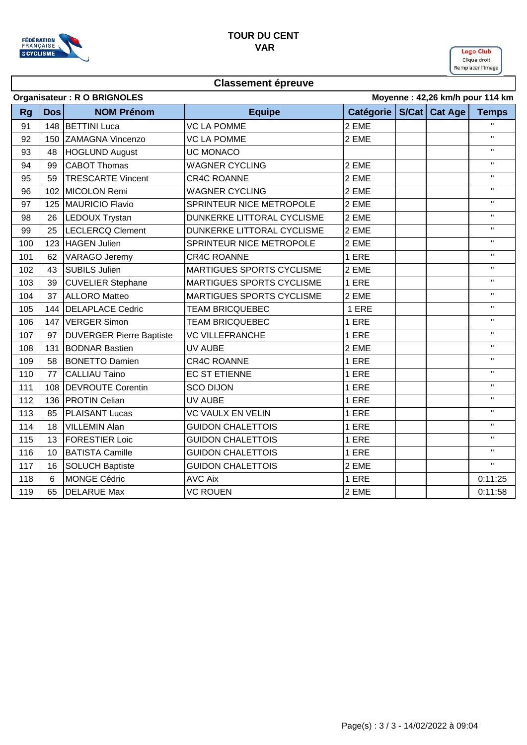**TOUR DU CENT**
**VAR**

Logo Club
Clique droit
Remplacer l'image

## Classement épreuve

**Organisateur : R O BRIGNOLES** — **Moyenne : 42,26 km/h pour 114 km**

| Rg | Dos | NOM Prénom | Equipe | Catégorie | S/Cat | Cat Age | Temps |
|---|---|---|---|---|---|---|---|
| 91 | 148 | BETTINI Luca | VC LA POMME | 2 EME | | | " |
| 92 | 150 | ZAMAGNA Vincenzo | VC LA POMME | 2 EME | | | " |
| 93 | 48 | HOGLUND August | UC MONACO | | | | " |
| 94 | 99 | CABOT Thomas | WAGNER CYCLING | 2 EME | | | " |
| 95 | 59 | TRESCARTE Vincent | CR4C ROANNE | 2 EME | | | " |
| 96 | 102 | MICOLON Remi | WAGNER CYCLING | 2 EME | | | " |
| 97 | 125 | MAURICIO Flavio | SPRINTEUR NICE METROPOLE | 2 EME | | | " |
| 98 | 26 | LEDOUX Trystan | DUNKERKE LITTORAL CYCLISME | 2 EME | | | " |
| 99 | 25 | LECLERCQ Clement | DUNKERKE LITTORAL CYCLISME | 2 EME | | | " |
| 100 | 123 | HAGEN Julien | SPRINTEUR NICE METROPOLE | 2 EME | | | " |
| 101 | 62 | VARAGO Jeremy | CR4C ROANNE | 1 ERE | | | " |
| 102 | 43 | SUBILS Julien | MARTIGUES SPORTS CYCLISME | 2 EME | | | " |
| 103 | 39 | CUVELIER Stephane | MARTIGUES SPORTS CYCLISME | 1 ERE | | | " |
| 104 | 37 | ALLORO Matteo | MARTIGUES SPORTS CYCLISME | 2 EME | | | " |
| 105 | 144 | DELAPLACE Cedric | TEAM BRICQUEBEC | 1 ERE | | | " |
| 106 | 147 | VERGER Simon | TEAM BRICQUEBEC | 1 ERE | | | " |
| 107 | 97 | DUVERGER Pierre Baptiste | VC VILLEFRANCHE | 1 ERE | | | " |
| 108 | 131 | BODNAR Bastien | UV AUBE | 2 EME | | | " |
| 109 | 58 | BONETTO Damien | CR4C ROANNE | 1 ERE | | | " |
| 110 | 77 | CALLIAU Taino | EC ST ETIENNE | 1 ERE | | | " |
| 111 | 108 | DEVROUTE Corentin | SCO DIJON | 1 ERE | | | " |
| 112 | 136 | PROTIN Celian | UV AUBE | 1 ERE | | | " |
| 113 | 85 | PLAISANT Lucas | VC VAULX EN VELIN | 1 ERE | | | " |
| 114 | 18 | VILLEMIN Alan | GUIDON CHALETTOIS | 1 ERE | | | " |
| 115 | 13 | FORESTIER Loic | GUIDON CHALETTOIS | 1 ERE | | | " |
| 116 | 10 | BATISTA Camille | GUIDON CHALETTOIS | 1 ERE | | | " |
| 117 | 16 | SOLUCH Baptiste | GUIDON CHALETTOIS | 2 EME | | | " |
| 118 | 6 | MONGE Cédric | AVC Aix | 1 ERE | | | 0:11:25 |
| 119 | 65 | DELARUE Max | VC ROUEN | 2 EME | | | 0:11:58 |

Page(s) : 3 / 3 - 14/02/2022 à 09:04